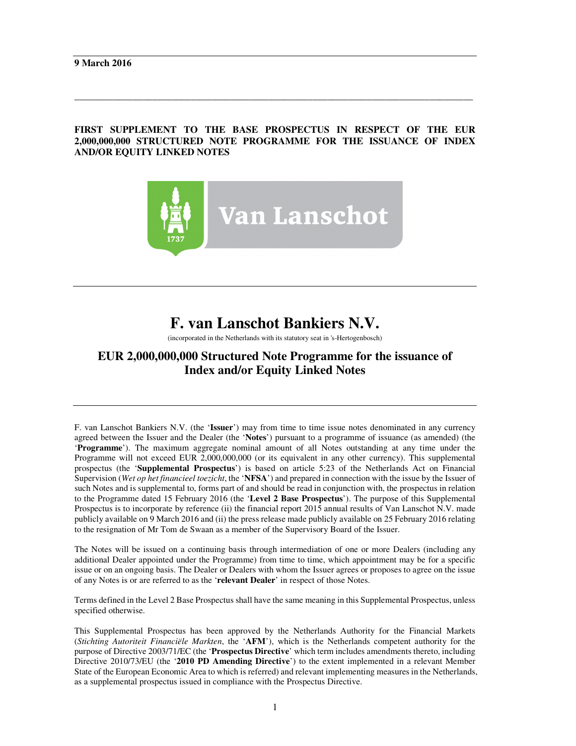**9 March 2016**

---

**FIRST SUPPLEMENT TO THE BASE PROSPECTUS IN RESPECT OF THE EUR 2,000,000,000 STRUCTURED NOTE PROGRAMME FOR THE ISSUANCE OF INDEX AND/OR EQUITY LINKED NOTES**

---

# F. van Lanschot Bankiers N.V.

(incorporated in the Netherlands with its statutory seat in 's-Hertogenbosch)

## EUR 2,000,000,000 Structured Note Programme for the issuance of Index and/or Equity Linked Notes

---

F. van Lanschot Bankiers N.V. (the '**Issuer**') may from time to time issue notes denominated in any currency agreed between the Issuer and the Dealer (the '**Notes**') pursuant to a programme of issuance (as amended) (the '**Programme**'). The maximum aggregate nominal amount of all Notes outstanding at any time under the Programme will not exceed EUR 2,000,000,000 (or its equivalent in any other currency). This supplemental prospectus (the '**Supplemental Prospectus**') is based on article 5:23 of the Netherlands Act on Financial Supervision (*Wet op het financieel toezicht*, the '**NFSA**') and prepared in connection with the issue by the Issuer of such Notes and is supplemental to, forms part of and should be read in conjunction with, the prospectus in relation to the Programme dated 15 February 2016 (the '**Level 2 Base Prospectus**'). The purpose of this Supplemental Prospectus is to incorporate by reference (ii) the financial report 2015 annual results of Van Lanschot N.V. made publicly available on 9 March 2016 and (ii) the press release made publicly available on 25 February 2016 relating to the resignation of Mr Tom de Swaan as a member of the Supervisory Board of the Issuer.

The Notes will be issued on a continuing basis through intermediation of one or more Dealers (including any additional Dealer appointed under the Programme) from time to time, which appointment may be for a specific issue or on an ongoing basis. The Dealer or Dealers with whom the Issuer agrees or proposes to agree on the issue of any Notes is or are referred to as the '**relevant Dealer**' in respect of those Notes.

Terms defined in the Level 2 Base Prospectus shall have the same meaning in this Supplemental Prospectus, unless specified otherwise.

This Supplemental Prospectus has been approved by the Netherlands Authority for the Financial Markets (*Stichting Autoriteit Financiële Markten*, the '**AFM**'), which is the Netherlands competent authority for the purpose of Directive 2003/71/EC (the '**Prospectus Directive**' which term includes amendments thereto, including Directive 2010/73/EU (the '**2010 PD Amending Directive**') to the extent implemented in a relevant Member State of the European Economic Area to which is referred) and relevant implementing measures in the Netherlands, as a supplemental prospectus issued in compliance with the Prospectus Directive.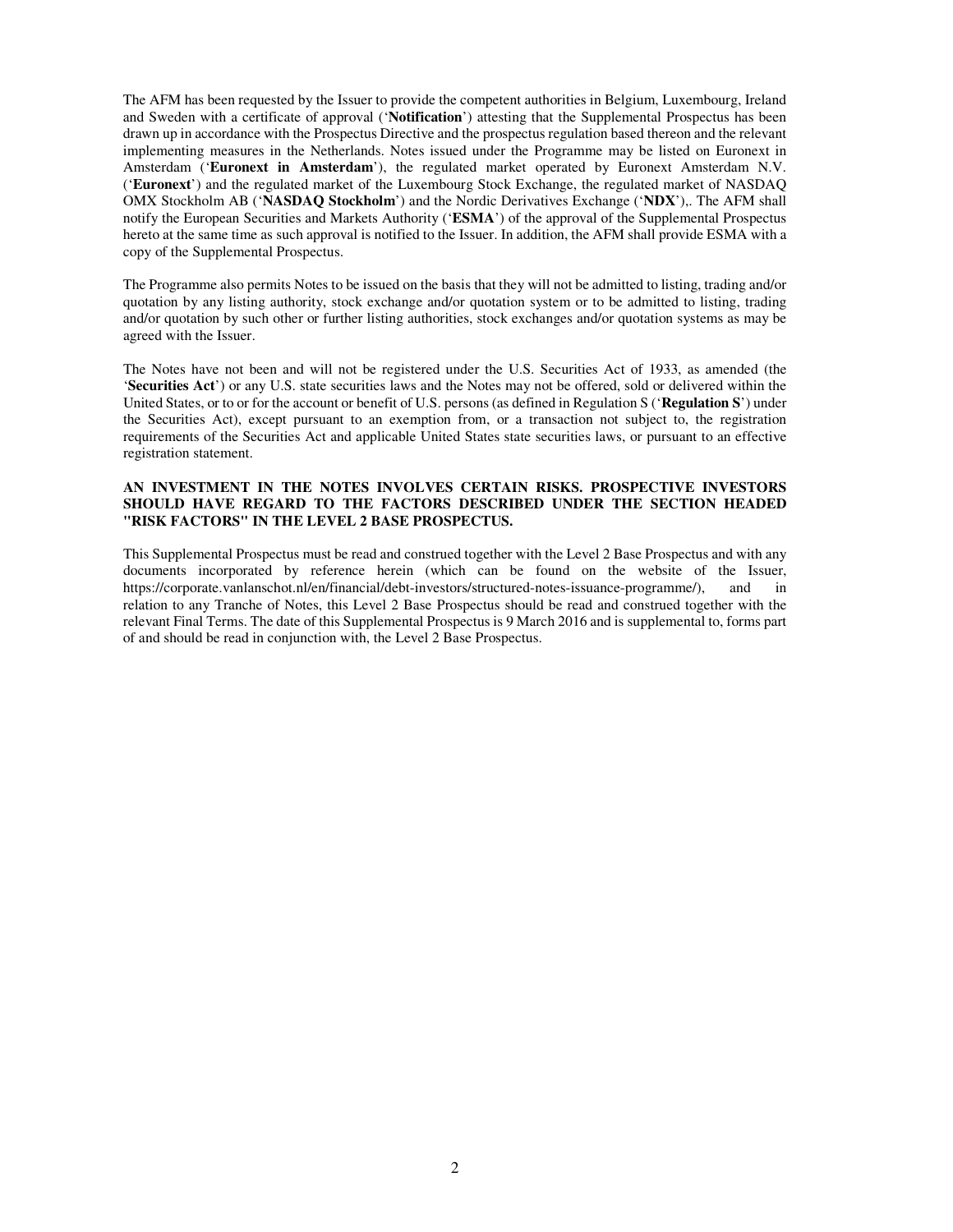The AFM has been requested by the Issuer to provide the competent authorities in Belgium, Luxembourg, Ireland and Sweden with a certificate of approval ('**Notification**') attesting that the Supplemental Prospectus has been drawn up in accordance with the Prospectus Directive and the prospectus regulation based thereon and the relevant implementing measures in the Netherlands. Notes issued under the Programme may be listed on Euronext in Amsterdam ('**Euronext in Amsterdam**'), the regulated market operated by Euronext Amsterdam N.V. ('**Euronext**') and the regulated market of the Luxembourg Stock Exchange, the regulated market of NASDAQ OMX Stockholm AB ('**NASDAQ Stockholm**') and the Nordic Derivatives Exchange ('**NDX**'),. The AFM shall notify the European Securities and Markets Authority ('**ESMA**') of the approval of the Supplemental Prospectus hereto at the same time as such approval is notified to the Issuer. In addition, the AFM shall provide ESMA with a copy of the Supplemental Prospectus.

The Programme also permits Notes to be issued on the basis that they will not be admitted to listing, trading and/or quotation by any listing authority, stock exchange and/or quotation system or to be admitted to listing, trading and/or quotation by such other or further listing authorities, stock exchanges and/or quotation systems as may be agreed with the Issuer.

The Notes have not been and will not be registered under the U.S. Securities Act of 1933, as amended (the '**Securities Act**') or any U.S. state securities laws and the Notes may not be offered, sold or delivered within the United States, or to or for the account or benefit of U.S. persons (as defined in Regulation S ('**Regulation S**') under the Securities Act), except pursuant to an exemption from, or a transaction not subject to, the registration requirements of the Securities Act and applicable United States state securities laws, or pursuant to an effective registration statement.

**AN INVESTMENT IN THE NOTES INVOLVES CERTAIN RISKS. PROSPECTIVE INVESTORS SHOULD HAVE REGARD TO THE FACTORS DESCRIBED UNDER THE SECTION HEADED "RISK FACTORS" IN THE LEVEL 2 BASE PROSPECTUS.**

This Supplemental Prospectus must be read and construed together with the Level 2 Base Prospectus and with any documents incorporated by reference herein (which can be found on the website of the Issuer, https://corporate.vanlanschot.nl/en/financial/debt-investors/structured-notes-issuance-programme/), and in relation to any Tranche of Notes, this Level 2 Base Prospectus should be read and construed together with the relevant Final Terms. The date of this Supplemental Prospectus is 9 March 2016 and is supplemental to, forms part of and should be read in conjunction with, the Level 2 Base Prospectus.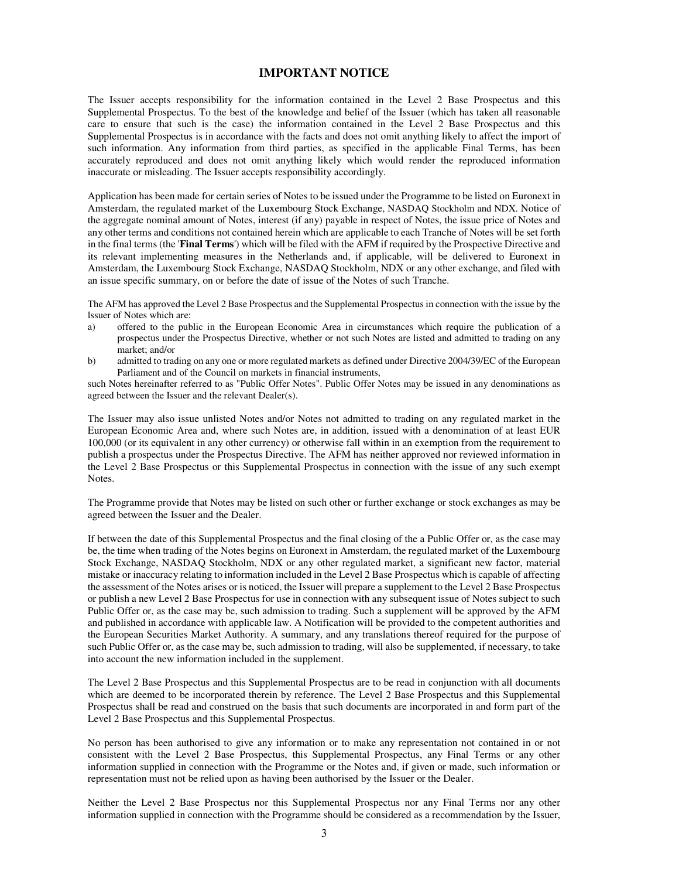# IMPORTANT NOTICE

The Issuer accepts responsibility for the information contained in the Level 2 Base Prospectus and this Supplemental Prospectus. To the best of the knowledge and belief of the Issuer (which has taken all reasonable care to ensure that such is the case) the information contained in the Level 2 Base Prospectus and this Supplemental Prospectus is in accordance with the facts and does not omit anything likely to affect the import of such information. Any information from third parties, as specified in the applicable Final Terms, has been accurately reproduced and does not omit anything likely which would render the reproduced information inaccurate or misleading. The Issuer accepts responsibility accordingly.

Application has been made for certain series of Notes to be issued under the Programme to be listed on Euronext in Amsterdam, the regulated market of the Luxembourg Stock Exchange, NASDAQ Stockholm and NDX. Notice of the aggregate nominal amount of Notes, interest (if any) payable in respect of Notes, the issue price of Notes and any other terms and conditions not contained herein which are applicable to each Tranche of Notes will be set forth in the final terms (the '**Final Terms**') which will be filed with the AFM if required by the Prospective Directive and its relevant implementing measures in the Netherlands and, if applicable, will be delivered to Euronext in Amsterdam, the Luxembourg Stock Exchange, NASDAQ Stockholm, NDX or any other exchange, and filed with an issue specific summary, on or before the date of issue of the Notes of such Tranche.

The AFM has approved the Level 2 Base Prospectus and the Supplemental Prospectus in connection with the issue by the lssuer of Notes which are:

a) offered to the public in the European Economic Area in circumstances which require the publication of a prospectus under the Prospectus Directive, whether or not such Notes are listed and admitted to trading on any market; and/or
b) admitted to trading on any one or more regulated markets as defined under Directive 2004/39/EC of the European Parliament and of the Council on markets in financial instruments,

such Notes hereinafter referred to as "Public Offer Notes". Public Offer Notes may be issued in any denominations as agreed between the Issuer and the relevant Dealer(s).

The Issuer may also issue unlisted Notes and/or Notes not admitted to trading on any regulated market in the European Economic Area and, where such Notes are, in addition, issued with a denomination of at least EUR 100,000 (or its equivalent in any other currency) or otherwise fall within in an exemption from the requirement to publish a prospectus under the Prospectus Directive. The AFM has neither approved nor reviewed information in the Level 2 Base Prospectus or this Supplemental Prospectus in connection with the issue of any such exempt Notes.

The Programme provide that Notes may be listed on such other or further exchange or stock exchanges as may be agreed between the Issuer and the Dealer.

If between the date of this Supplemental Prospectus and the final closing of the a Public Offer or, as the case may be, the time when trading of the Notes begins on Euronext in Amsterdam, the regulated market of the Luxembourg Stock Exchange, NASDAQ Stockholm, NDX or any other regulated market, a significant new factor, material mistake or inaccuracy relating to information included in the Level 2 Base Prospectus which is capable of affecting the assessment of the Notes arises or is noticed, the Issuer will prepare a supplement to the Level 2 Base Prospectus or publish a new Level 2 Base Prospectus for use in connection with any subsequent issue of Notes subject to such Public Offer or, as the case may be, such admission to trading. Such a supplement will be approved by the AFM and published in accordance with applicable law. A Notification will be provided to the competent authorities and the European Securities Market Authority. A summary, and any translations thereof required for the purpose of such Public Offer or, as the case may be, such admission to trading, will also be supplemented, if necessary, to take into account the new information included in the supplement.

The Level 2 Base Prospectus and this Supplemental Prospectus are to be read in conjunction with all documents which are deemed to be incorporated therein by reference. The Level 2 Base Prospectus and this Supplemental Prospectus shall be read and construed on the basis that such documents are incorporated in and form part of the Level 2 Base Prospectus and this Supplemental Prospectus.

No person has been authorised to give any information or to make any representation not contained in or not consistent with the Level 2 Base Prospectus, this Supplemental Prospectus, any Final Terms or any other information supplied in connection with the Programme or the Notes and, if given or made, such information or representation must not be relied upon as having been authorised by the Issuer or the Dealer.

Neither the Level 2 Base Prospectus nor this Supplemental Prospectus nor any Final Terms nor any other information supplied in connection with the Programme should be considered as a recommendation by the Issuer,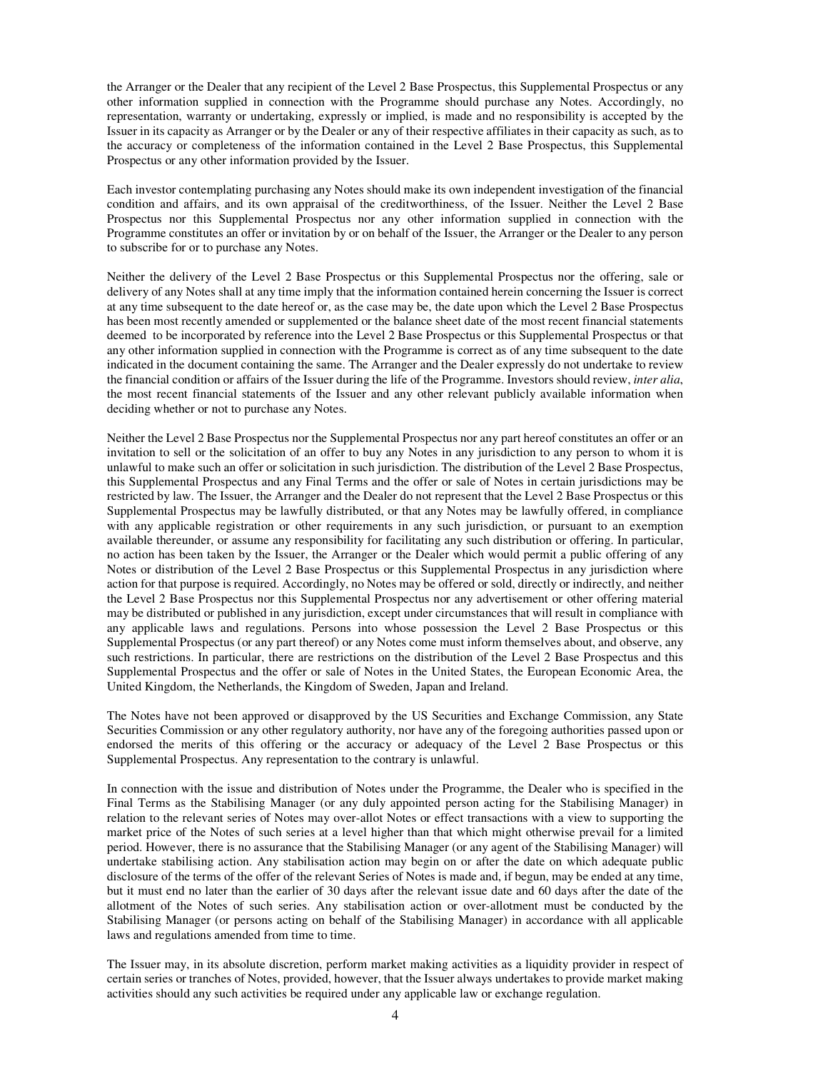the Arranger or the Dealer that any recipient of the Level 2 Base Prospectus, this Supplemental Prospectus or any other information supplied in connection with the Programme should purchase any Notes. Accordingly, no representation, warranty or undertaking, expressly or implied, is made and no responsibility is accepted by the Issuer in its capacity as Arranger or by the Dealer or any of their respective affiliates in their capacity as such, as to the accuracy or completeness of the information contained in the Level 2 Base Prospectus, this Supplemental Prospectus or any other information provided by the Issuer.

Each investor contemplating purchasing any Notes should make its own independent investigation of the financial condition and affairs, and its own appraisal of the creditworthiness, of the Issuer. Neither the Level 2 Base Prospectus nor this Supplemental Prospectus nor any other information supplied in connection with the Programme constitutes an offer or invitation by or on behalf of the Issuer, the Arranger or the Dealer to any person to subscribe for or to purchase any Notes.

Neither the delivery of the Level 2 Base Prospectus or this Supplemental Prospectus nor the offering, sale or delivery of any Notes shall at any time imply that the information contained herein concerning the Issuer is correct at any time subsequent to the date hereof or, as the case may be, the date upon which the Level 2 Base Prospectus has been most recently amended or supplemented or the balance sheet date of the most recent financial statements deemed to be incorporated by reference into the Level 2 Base Prospectus or this Supplemental Prospectus or that any other information supplied in connection with the Programme is correct as of any time subsequent to the date indicated in the document containing the same. The Arranger and the Dealer expressly do not undertake to review the financial condition or affairs of the Issuer during the life of the Programme. Investors should review, *inter alia*, the most recent financial statements of the Issuer and any other relevant publicly available information when deciding whether or not to purchase any Notes.

Neither the Level 2 Base Prospectus nor the Supplemental Prospectus nor any part hereof constitutes an offer or an invitation to sell or the solicitation of an offer to buy any Notes in any jurisdiction to any person to whom it is unlawful to make such an offer or solicitation in such jurisdiction. The distribution of the Level 2 Base Prospectus, this Supplemental Prospectus and any Final Terms and the offer or sale of Notes in certain jurisdictions may be restricted by law. The Issuer, the Arranger and the Dealer do not represent that the Level 2 Base Prospectus or this Supplemental Prospectus may be lawfully distributed, or that any Notes may be lawfully offered, in compliance with any applicable registration or other requirements in any such jurisdiction, or pursuant to an exemption available thereunder, or assume any responsibility for facilitating any such distribution or offering. In particular, no action has been taken by the Issuer, the Arranger or the Dealer which would permit a public offering of any Notes or distribution of the Level 2 Base Prospectus or this Supplemental Prospectus in any jurisdiction where action for that purpose is required. Accordingly, no Notes may be offered or sold, directly or indirectly, and neither the Level 2 Base Prospectus nor this Supplemental Prospectus nor any advertisement or other offering material may be distributed or published in any jurisdiction, except under circumstances that will result in compliance with any applicable laws and regulations. Persons into whose possession the Level 2 Base Prospectus or this Supplemental Prospectus (or any part thereof) or any Notes come must inform themselves about, and observe, any such restrictions. In particular, there are restrictions on the distribution of the Level 2 Base Prospectus and this Supplemental Prospectus and the offer or sale of Notes in the United States, the European Economic Area, the United Kingdom, the Netherlands, the Kingdom of Sweden, Japan and Ireland.

The Notes have not been approved or disapproved by the US Securities and Exchange Commission, any State Securities Commission or any other regulatory authority, nor have any of the foregoing authorities passed upon or endorsed the merits of this offering or the accuracy or adequacy of the Level 2 Base Prospectus or this Supplemental Prospectus. Any representation to the contrary is unlawful.

In connection with the issue and distribution of Notes under the Programme, the Dealer who is specified in the Final Terms as the Stabilising Manager (or any duly appointed person acting for the Stabilising Manager) in relation to the relevant series of Notes may over-allot Notes or effect transactions with a view to supporting the market price of the Notes of such series at a level higher than that which might otherwise prevail for a limited period. However, there is no assurance that the Stabilising Manager (or any agent of the Stabilising Manager) will undertake stabilising action. Any stabilisation action may begin on or after the date on which adequate public disclosure of the terms of the offer of the relevant Series of Notes is made and, if begun, may be ended at any time, but it must end no later than the earlier of 30 days after the relevant issue date and 60 days after the date of the allotment of the Notes of such series. Any stabilisation action or over-allotment must be conducted by the Stabilising Manager (or persons acting on behalf of the Stabilising Manager) in accordance with all applicable laws and regulations amended from time to time.

The Issuer may, in its absolute discretion, perform market making activities as a liquidity provider in respect of certain series or tranches of Notes, provided, however, that the Issuer always undertakes to provide market making activities should any such activities be required under any applicable law or exchange regulation.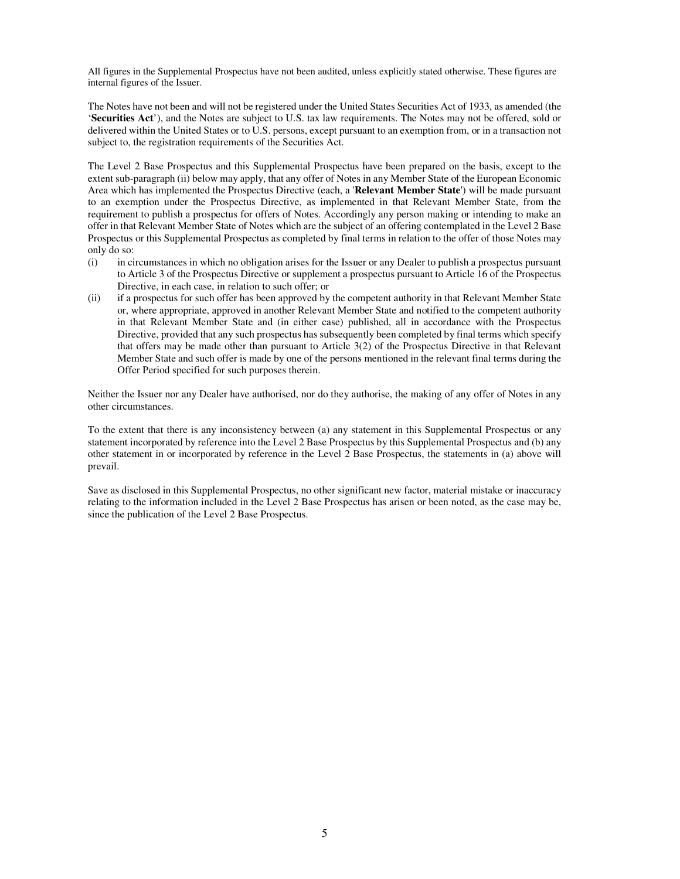All figures in the Supplemental Prospectus have not been audited, unless explicitly stated otherwise. These figures are internal figures of the Issuer.

The Notes have not been and will not be registered under the United States Securities Act of 1933, as amended (the '**Securities Act**'), and the Notes are subject to U.S. tax law requirements. The Notes may not be offered, sold or delivered within the United States or to U.S. persons, except pursuant to an exemption from, or in a transaction not subject to, the registration requirements of the Securities Act.

The Level 2 Base Prospectus and this Supplemental Prospectus have been prepared on the basis, except to the extent sub-paragraph (ii) below may apply, that any offer of Notes in any Member State of the European Economic Area which has implemented the Prospectus Directive (each, a '**Relevant Member State**') will be made pursuant to an exemption under the Prospectus Directive, as implemented in that Relevant Member State, from the requirement to publish a prospectus for offers of Notes. Accordingly any person making or intending to make an offer in that Relevant Member State of Notes which are the subject of an offering contemplated in the Level 2 Base Prospectus or this Supplemental Prospectus as completed by final terms in relation to the offer of those Notes may only do so:

(i) in circumstances in which no obligation arises for the Issuer or any Dealer to publish a prospectus pursuant to Article 3 of the Prospectus Directive or supplement a prospectus pursuant to Article 16 of the Prospectus Directive, in each case, in relation to such offer; or

(ii) if a prospectus for such offer has been approved by the competent authority in that Relevant Member State or, where appropriate, approved in another Relevant Member State and notified to the competent authority in that Relevant Member State and (in either case) published, all in accordance with the Prospectus Directive, provided that any such prospectus has subsequently been completed by final terms which specify that offers may be made other than pursuant to Article 3(2) of the Prospectus Directive in that Relevant Member State and such offer is made by one of the persons mentioned in the relevant final terms during the Offer Period specified for such purposes therein.

Neither the Issuer nor any Dealer have authorised, nor do they authorise, the making of any offer of Notes in any other circumstances.

To the extent that there is any inconsistency between (a) any statement in this Supplemental Prospectus or any statement incorporated by reference into the Level 2 Base Prospectus by this Supplemental Prospectus and (b) any other statement in or incorporated by reference in the Level 2 Base Prospectus, the statements in (a) above will prevail.

Save as disclosed in this Supplemental Prospectus, no other significant new factor, material mistake or inaccuracy relating to the information included in the Level 2 Base Prospectus has arisen or been noted, as the case may be, since the publication of the Level 2 Base Prospectus.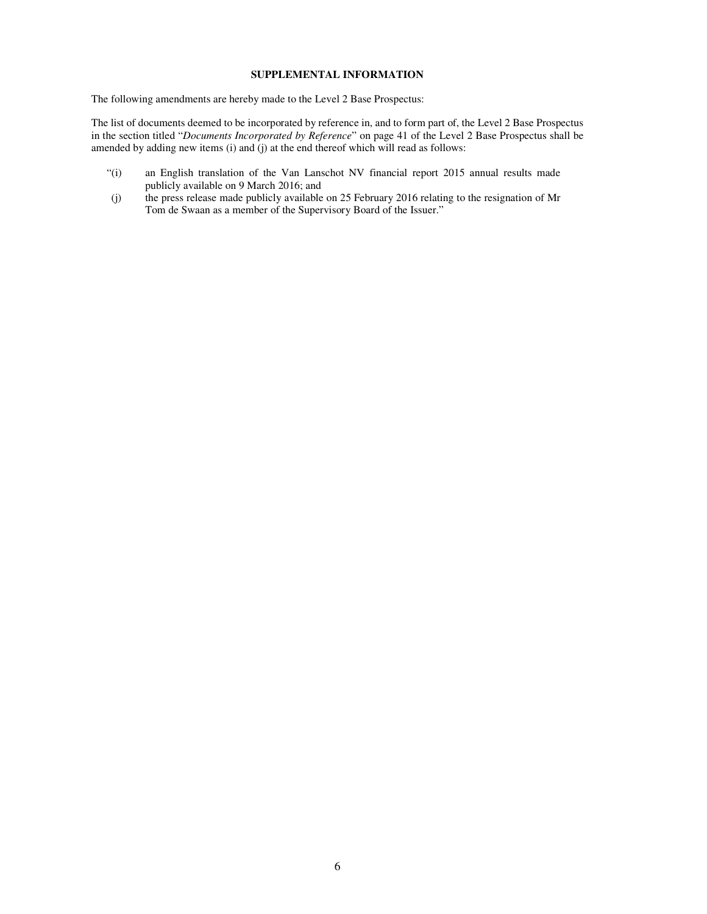## SUPPLEMENTAL INFORMATION

The following amendments are hereby made to the Level 2 Base Prospectus:

The list of documents deemed to be incorporated by reference in, and to form part of, the Level 2 Base Prospectus in the section titled "*Documents Incorporated by Reference*" on page 41 of the Level 2 Base Prospectus shall be amended by adding new items (i) and (j) at the end thereof which will read as follows:

"(i) an English translation of the Van Lanschot NV financial report 2015 annual results made publicly available on 9 March 2016; and

(j) the press release made publicly available on 25 February 2016 relating to the resignation of Mr Tom de Swaan as a member of the Supervisory Board of the Issuer."